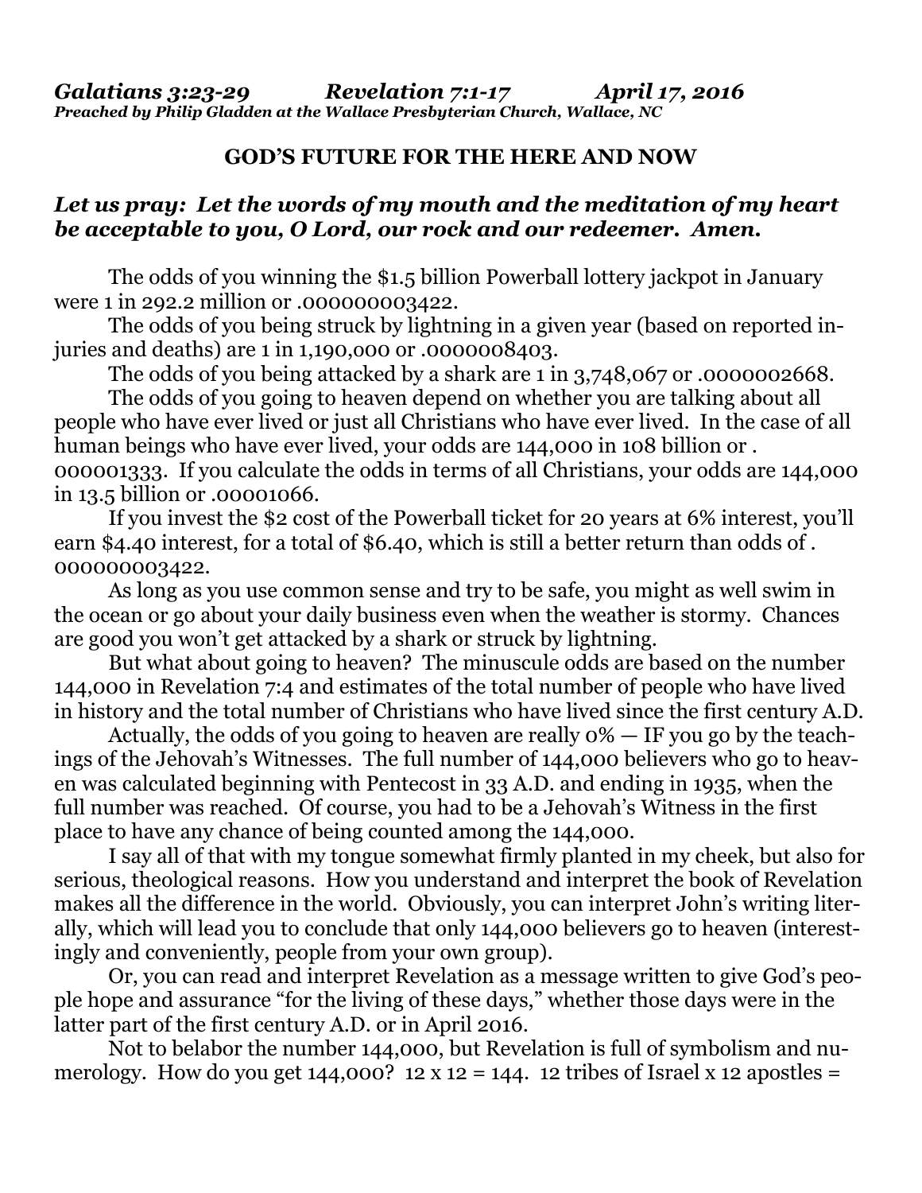*Galatians 3:23-29 Revelation 7:1-17 April 17, 2016*
***Preached by Philip Gladden at the Wallace Presbyterian Church, Wallace, NC***

## GOD'S FUTURE FOR THE HERE AND NOW

***Let us pray: Let the words of my mouth and the meditation of my heart be acceptable to you, O Lord, our rock and our redeemer. Amen.***

The odds of you winning the $1.5 billion Powerball lottery jackpot in January were 1 in 292.2 million or .000000003422.

The odds of you being struck by lightning in a given year (based on reported injuries and deaths) are 1 in 1,190,000 or .0000008403.

The odds of you being attacked by a shark are 1 in 3,748,067 or .0000002668.

The odds of you going to heaven depend on whether you are talking about all people who have ever lived or just all Christians who have ever lived. In the case of all human beings who have ever lived, your odds are 144,000 in 108 billion or .000001333. If you calculate the odds in terms of all Christians, your odds are 144,000 in 13.5 billion or .00001066.

If you invest the $2 cost of the Powerball ticket for 20 years at 6% interest, you'll earn $4.40 interest, for a total of $6.40, which is still a better return than odds of .000000003422.

As long as you use common sense and try to be safe, you might as well swim in the ocean or go about your daily business even when the weather is stormy. Chances are good you won't get attacked by a shark or struck by lightning.

But what about going to heaven? The minuscule odds are based on the number 144,000 in Revelation 7:4 and estimates of the total number of people who have lived in history and the total number of Christians who have lived since the first century A.D.

Actually, the odds of you going to heaven are really 0% — IF you go by the teachings of the Jehovah's Witnesses. The full number of 144,000 believers who go to heaven was calculated beginning with Pentecost in 33 A.D. and ending in 1935, when the full number was reached. Of course, you had to be a Jehovah's Witness in the first place to have any chance of being counted among the 144,000.

I say all of that with my tongue somewhat firmly planted in my cheek, but also for serious, theological reasons. How you understand and interpret the book of Revelation makes all the difference in the world. Obviously, you can interpret John's writing literally, which will lead you to conclude that only 144,000 believers go to heaven (interestingly and conveniently, people from your own group).

Or, you can read and interpret Revelation as a message written to give God's people hope and assurance "for the living of these days," whether those days were in the latter part of the first century A.D. or in April 2016.

Not to belabor the number 144,000, but Revelation is full of symbolism and numerology. How do you get 144,000? 12 x 12 = 144. 12 tribes of Israel x 12 apostles =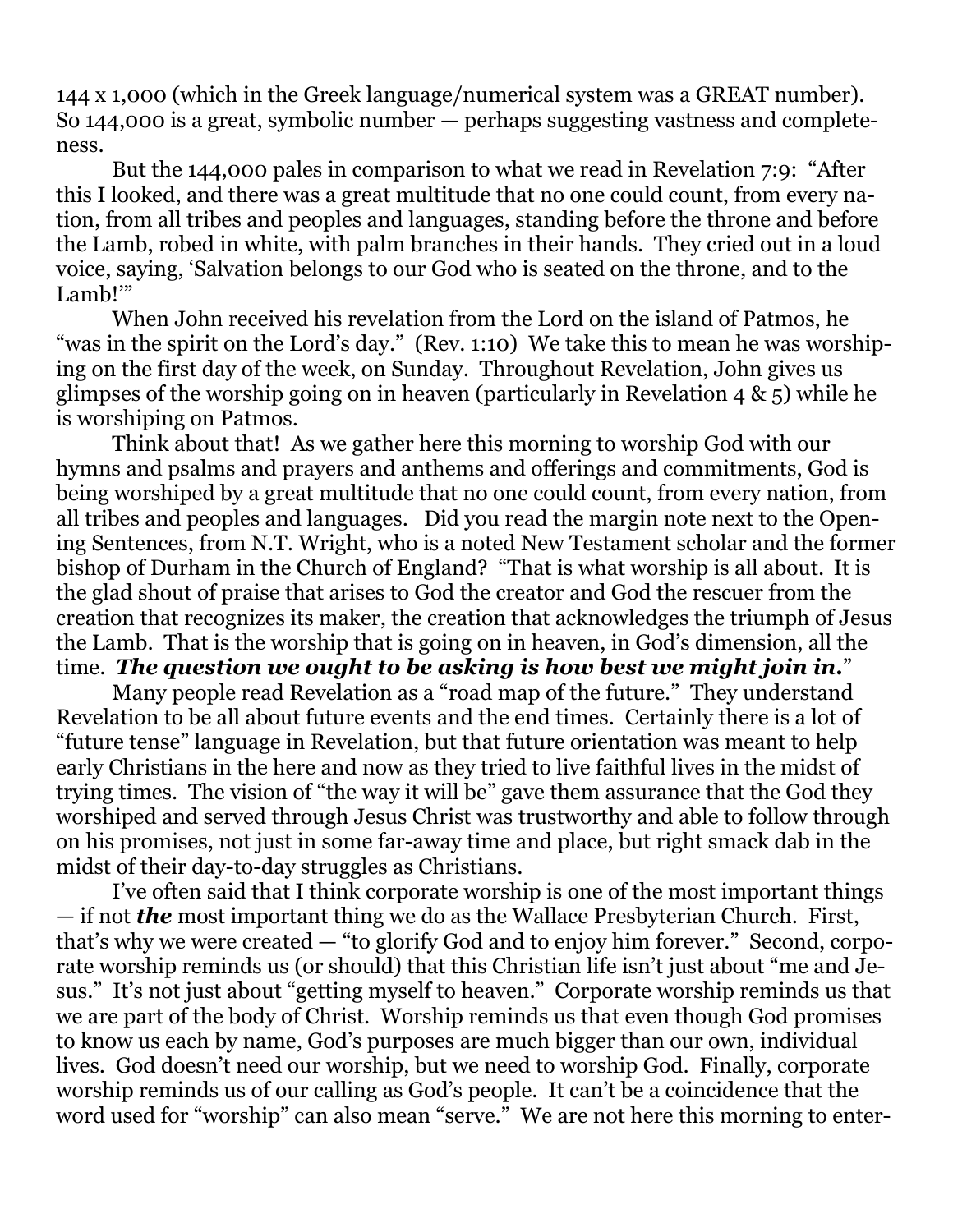144 x 1,000 (which in the Greek language/numerical system was a GREAT number). So 144,000 is a great, symbolic number — perhaps suggesting vastness and completeness.

But the 144,000 pales in comparison to what we read in Revelation 7:9: "After this I looked, and there was a great multitude that no one could count, from every nation, from all tribes and peoples and languages, standing before the throne and before the Lamb, robed in white, with palm branches in their hands. They cried out in a loud voice, saying, 'Salvation belongs to our God who is seated on the throne, and to the Lamb!'"

When John received his revelation from the Lord on the island of Patmos, he "was in the spirit on the Lord's day." (Rev. 1:10) We take this to mean he was worshiping on the first day of the week, on Sunday. Throughout Revelation, John gives us glimpses of the worship going on in heaven (particularly in Revelation 4 & 5) while he is worshiping on Patmos.

Think about that! As we gather here this morning to worship God with our hymns and psalms and prayers and anthems and offerings and commitments, God is being worshiped by a great multitude that no one could count, from every nation, from all tribes and peoples and languages. Did you read the margin note next to the Opening Sentences, from N.T. Wright, who is a noted New Testament scholar and the former bishop of Durham in the Church of England? "That is what worship is all about. It is the glad shout of praise that arises to God the creator and God the rescuer from the creation that recognizes its maker, the creation that acknowledges the triumph of Jesus the Lamb. That is the worship that is going on in heaven, in God's dimension, all the time. ***The question we ought to be asking is how best we might join in.***"

Many people read Revelation as a "road map of the future." They understand Revelation to be all about future events and the end times. Certainly there is a lot of "future tense" language in Revelation, but that future orientation was meant to help early Christians in the here and now as they tried to live faithful lives in the midst of trying times. The vision of "the way it will be" gave them assurance that the God they worshiped and served through Jesus Christ was trustworthy and able to follow through on his promises, not just in some far-away time and place, but right smack dab in the midst of their day-to-day struggles as Christians.

I've often said that I think corporate worship is one of the most important things — if not ***the*** most important thing we do as the Wallace Presbyterian Church. First, that's why we were created — "to glorify God and to enjoy him forever." Second, corporate worship reminds us (or should) that this Christian life isn't just about "me and Jesus." It's not just about "getting myself to heaven." Corporate worship reminds us that we are part of the body of Christ. Worship reminds us that even though God promises to know us each by name, God's purposes are much bigger than our own, individual lives. God doesn't need our worship, but we need to worship God. Finally, corporate worship reminds us of our calling as God's people. It can't be a coincidence that the word used for "worship" can also mean "serve." We are not here this morning to enter-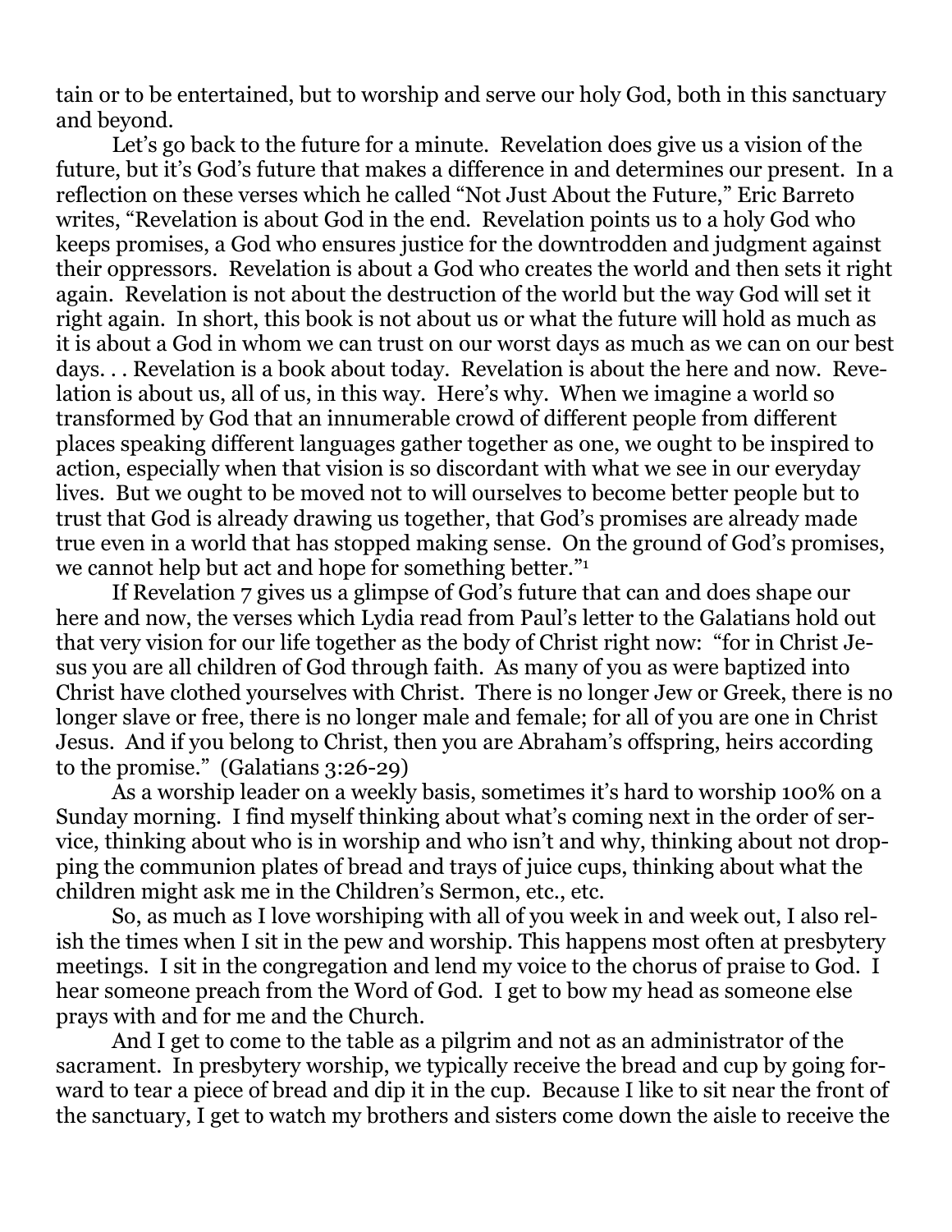tain or to be entertained, but to worship and serve our holy God, both in this sanctuary and beyond.

Let's go back to the future for a minute. Revelation does give us a vision of the future, but it's God's future that makes a difference in and determines our present. In a reflection on these verses which he called "Not Just About the Future," Eric Barreto writes, "Revelation is about God in the end. Revelation points us to a holy God who keeps promises, a God who ensures justice for the downtrodden and judgment against their oppressors. Revelation is about a God who creates the world and then sets it right again. Revelation is not about the destruction of the world but the way God will set it right again. In short, this book is not about us or what the future will hold as much as it is about a God in whom we can trust on our worst days as much as we can on our best days. . . Revelation is a book about today. Revelation is about the here and now. Revelation is about us, all of us, in this way. Here's why. When we imagine a world so transformed by God that an innumerable crowd of different people from different places speaking different languages gather together as one, we ought to be inspired to action, especially when that vision is so discordant with what we see in our everyday lives. But we ought to be moved not to will ourselves to become better people but to trust that God is already drawing us together, that God's promises are already made true even in a world that has stopped making sense. On the ground of God's promises, we cannot help but act and hope for something better."[1]

If Revelation 7 gives us a glimpse of God's future that can and does shape our here and now, the verses which Lydia read from Paul's letter to the Galatians hold out that very vision for our life together as the body of Christ right now: "for in Christ Jesus you are all children of God through faith. As many of you as were baptized into Christ have clothed yourselves with Christ. There is no longer Jew or Greek, there is no longer slave or free, there is no longer male and female; for all of you are one in Christ Jesus. And if you belong to Christ, then you are Abraham's offspring, heirs according to the promise." (Galatians 3:26-29)

As a worship leader on a weekly basis, sometimes it's hard to worship 100% on a Sunday morning. I find myself thinking about what's coming next in the order of service, thinking about who is in worship and who isn't and why, thinking about not dropping the communion plates of bread and trays of juice cups, thinking about what the children might ask me in the Children's Sermon, etc., etc.

So, as much as I love worshiping with all of you week in and week out, I also relish the times when I sit in the pew and worship. This happens most often at presbytery meetings. I sit in the congregation and lend my voice to the chorus of praise to God. I hear someone preach from the Word of God. I get to bow my head as someone else prays with and for me and the Church.

And I get to come to the table as a pilgrim and not as an administrator of the sacrament. In presbytery worship, we typically receive the bread and cup by going forward to tear a piece of bread and dip it in the cup. Because I like to sit near the front of the sanctuary, I get to watch my brothers and sisters come down the aisle to receive the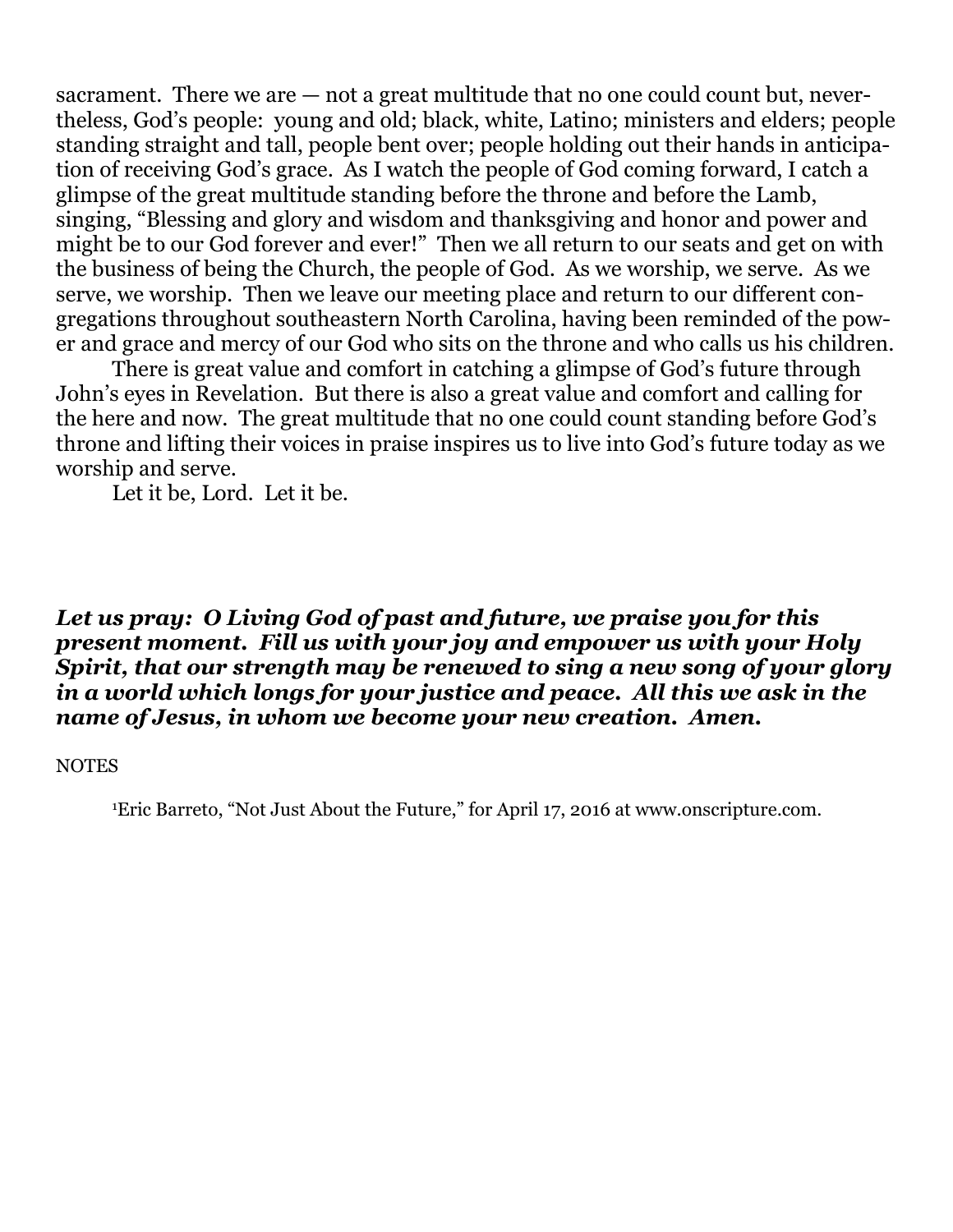sacrament. There we are — not a great multitude that no one could count but, nevertheless, God's people: young and old; black, white, Latino; ministers and elders; people standing straight and tall, people bent over; people holding out their hands in anticipation of receiving God's grace. As I watch the people of God coming forward, I catch a glimpse of the great multitude standing before the throne and before the Lamb, singing, "Blessing and glory and wisdom and thanksgiving and honor and power and might be to our God forever and ever!" Then we all return to our seats and get on with the business of being the Church, the people of God. As we worship, we serve. As we serve, we worship. Then we leave our meeting place and return to our different congregations throughout southeastern North Carolina, having been reminded of the power and grace and mercy of our God who sits on the throne and who calls us his children.

There is great value and comfort in catching a glimpse of God's future through John's eyes in Revelation. But there is also a great value and comfort and calling for the here and now. The great multitude that no one could count standing before God's throne and lifting their voices in praise inspires us to live into God's future today as we worship and serve.

Let it be, Lord. Let it be.

***Let us pray: O Living God of past and future, we praise you for this present moment. Fill us with your joy and empower us with your Holy Spirit, that our strength may be renewed to sing a new song of your glory in a world which longs for your justice and peace. All this we ask in the name of Jesus, in whom we become your new creation. Amen.***

NOTES

[1]Eric Barreto, "Not Just About the Future," for April 17, 2016 at www.onscripture.com.